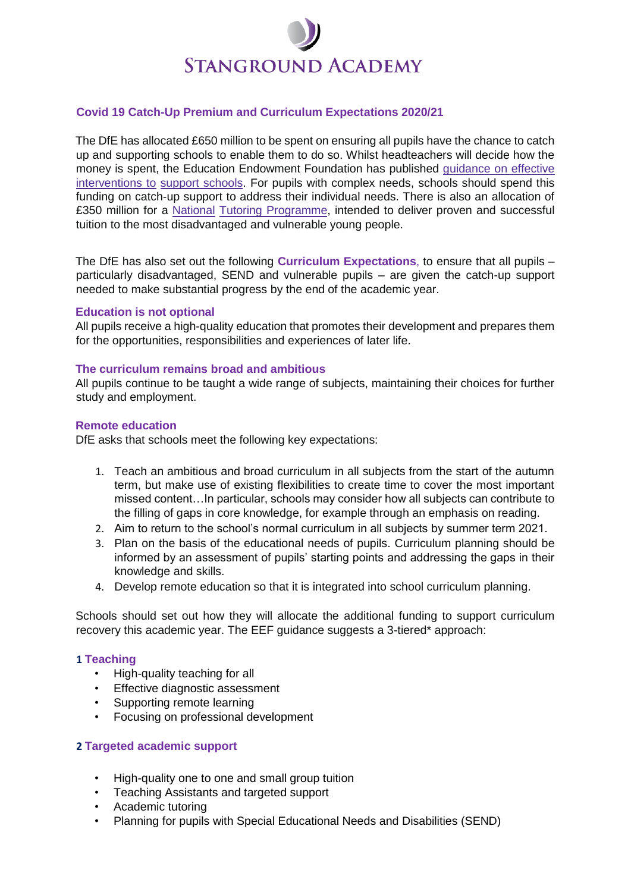# STANGROUND ACADEMY

## Covid 19 Catch-Up Premium and Curriculum Expectations 2020/21

The DfE has allocated £650 million to be spent on ensuring all pupils have the chance to catch up and supporting schools to enable them to do so. Whilst headteachers will decide how the money is spent, the Education Endowment Foundation has published guidance on effective interventions to support schools. For pupils with complex needs, schools should spend this funding on catch-up support to address their individual needs. There is also an allocation of £350 million for a National Tutoring Programme, intended to deliver proven and successful tuition to the most disadvantaged and vulnerable young people.

The DfE has also set out the following **Curriculum Expectations**, to ensure that all pupils – particularly disadvantaged, SEND and vulnerable pupils – are given the catch-up support needed to make substantial progress by the end of the academic year.

### Education is not optional

All pupils receive a high-quality education that promotes their development and prepares them for the opportunities, responsibilities and experiences of later life.

### The curriculum remains broad and ambitious

All pupils continue to be taught a wide range of subjects, maintaining their choices for further study and employment.

### Remote education

DfE asks that schools meet the following key expectations:

1. Teach an ambitious and broad curriculum in all subjects from the start of the autumn term, but make use of existing flexibilities to create time to cover the most important missed content…In particular, schools may consider how all subjects can contribute to the filling of gaps in core knowledge, for example through an emphasis on reading.
2. Aim to return to the school's normal curriculum in all subjects by summer term 2021.
3. Plan on the basis of the educational needs of pupils. Curriculum planning should be informed by an assessment of pupils' starting points and addressing the gaps in their knowledge and skills.
4. Develop remote education so that it is integrated into school curriculum planning.

Schools should set out how they will allocate the additional funding to support curriculum recovery this academic year. The EEF guidance suggests a 3-tiered* approach:

### 1 Teaching

- High-quality teaching for all
- Effective diagnostic assessment
- Supporting remote learning
- Focusing on professional development

### 2 Targeted academic support

- High-quality one to one and small group tuition
- Teaching Assistants and targeted support
- Academic tutoring
- Planning for pupils with Special Educational Needs and Disabilities (SEND)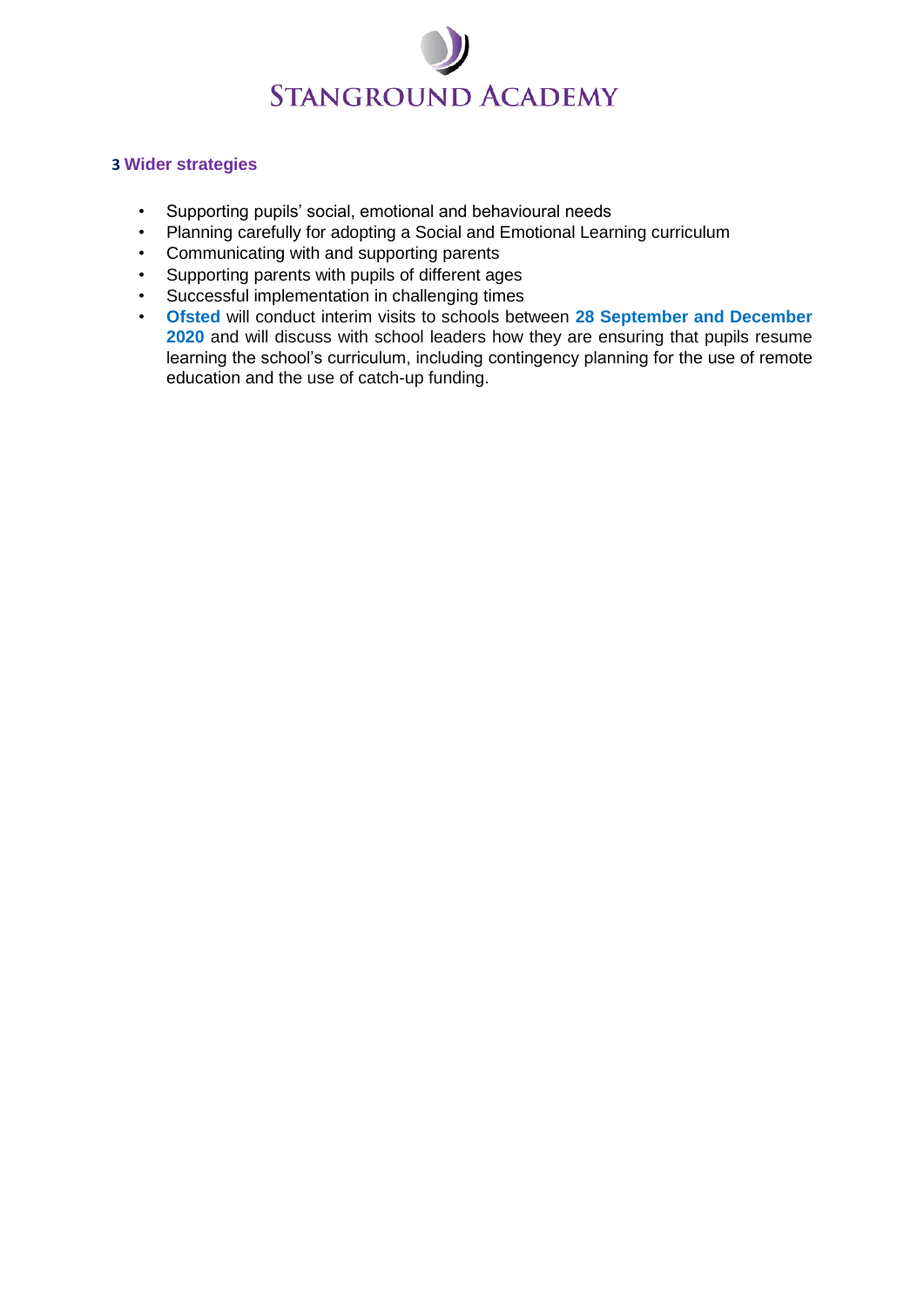## 3 Wider strategies

- Supporting pupils' social, emotional and behavioural needs
- Planning carefully for adopting a Social and Emotional Learning curriculum
- Communicating with and supporting parents
- Supporting parents with pupils of different ages
- Successful implementation in challenging times
- **Ofsted** will conduct interim visits to schools between **28 September and December 2020** and will discuss with school leaders how they are ensuring that pupils resume learning the school's curriculum, including contingency planning for the use of remote education and the use of catch-up funding.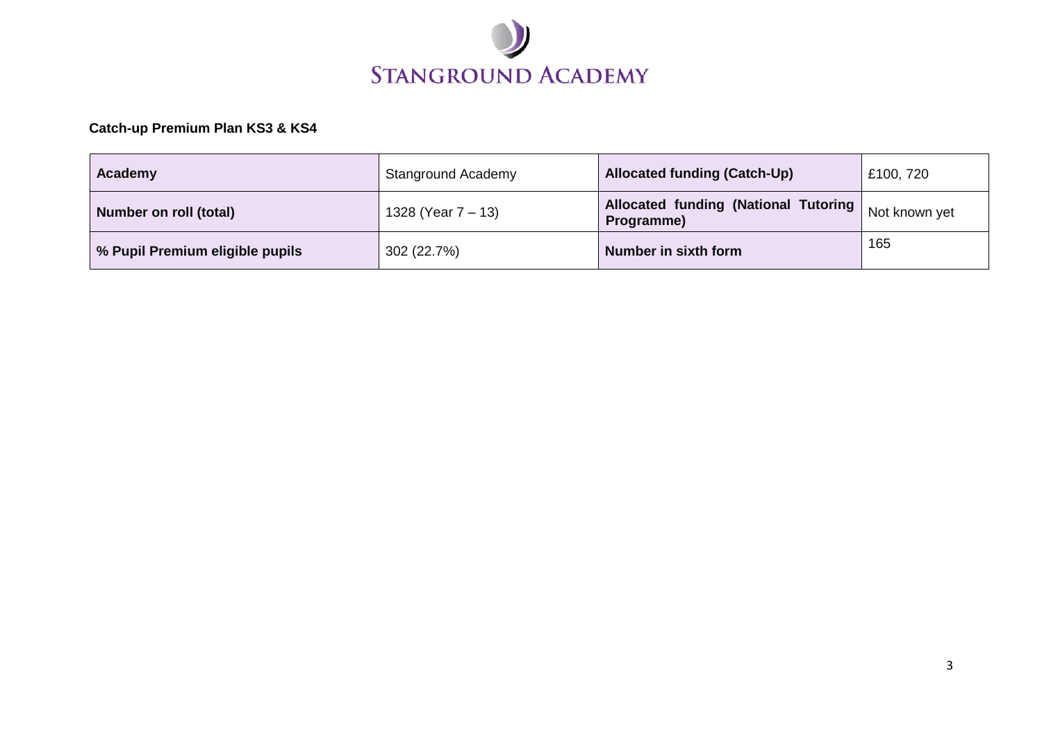# Stanground Academy

**Catch-up Premium Plan KS3 & KS4**

| **Academy** | Stanground Academy | **Allocated funding (Catch-Up)** | £100, 720 |
|---|---|---|---|
| **Number on roll (total)** | 1328 (Year 7 – 13) | **Allocated funding (National Tutoring Programme)** | Not known yet |
| **% Pupil Premium eligible pupils** | 302 (22.7%) | **Number in sixth form** | 165 |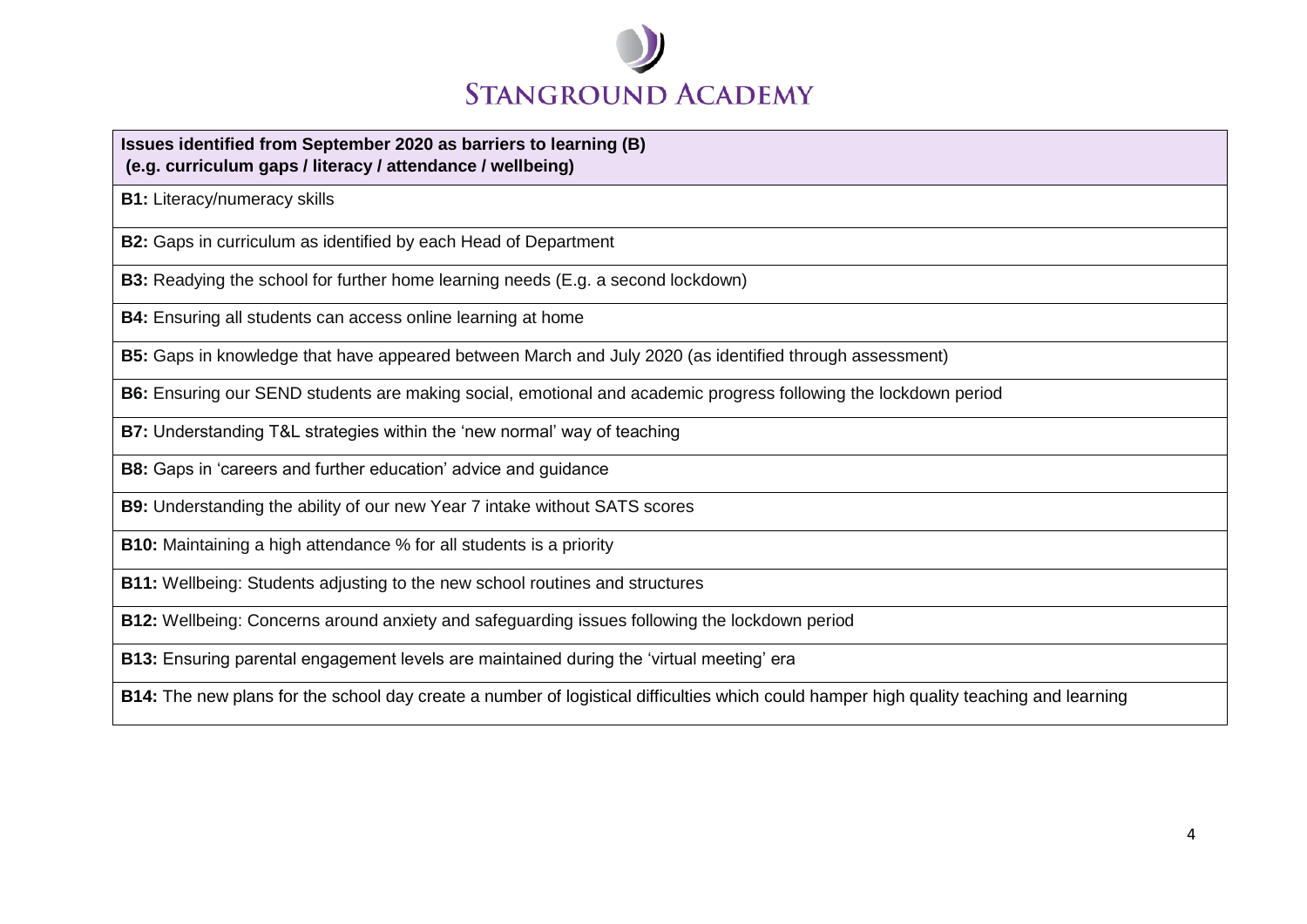**STANGROUND ACADEMY**

| **Issues identified from September 2020 as barriers to learning (B)**<br>**(e.g. curriculum gaps / literacy / attendance / wellbeing)** |
|---|
| **B1:** Literacy/numeracy skills |
| **B2:** Gaps in curriculum as identified by each Head of Department |
| **B3:** Readying the school for further home learning needs (E.g. a second lockdown) |
| **B4:** Ensuring all students can access online learning at home |
| **B5:** Gaps in knowledge that have appeared between March and July 2020 (as identified through assessment) |
| **B6:** Ensuring our SEND students are making social, emotional and academic progress following the lockdown period |
| **B7:** Understanding T&L strategies within the 'new normal' way of teaching |
| **B8:** Gaps in 'careers and further education' advice and guidance |
| **B9:** Understanding the ability of our new Year 7 intake without SATS scores |
| **B10:** Maintaining a high attendance % for all students is a priority |
| **B11:** Wellbeing: Students adjusting to the new school routines and structures |
| **B12:** Wellbeing: Concerns around anxiety and safeguarding issues following the lockdown period |
| **B13:** Ensuring parental engagement levels are maintained during the 'virtual meeting' era |
| **B14:** The new plans for the school day create a number of logistical difficulties which could hamper high quality teaching and learning |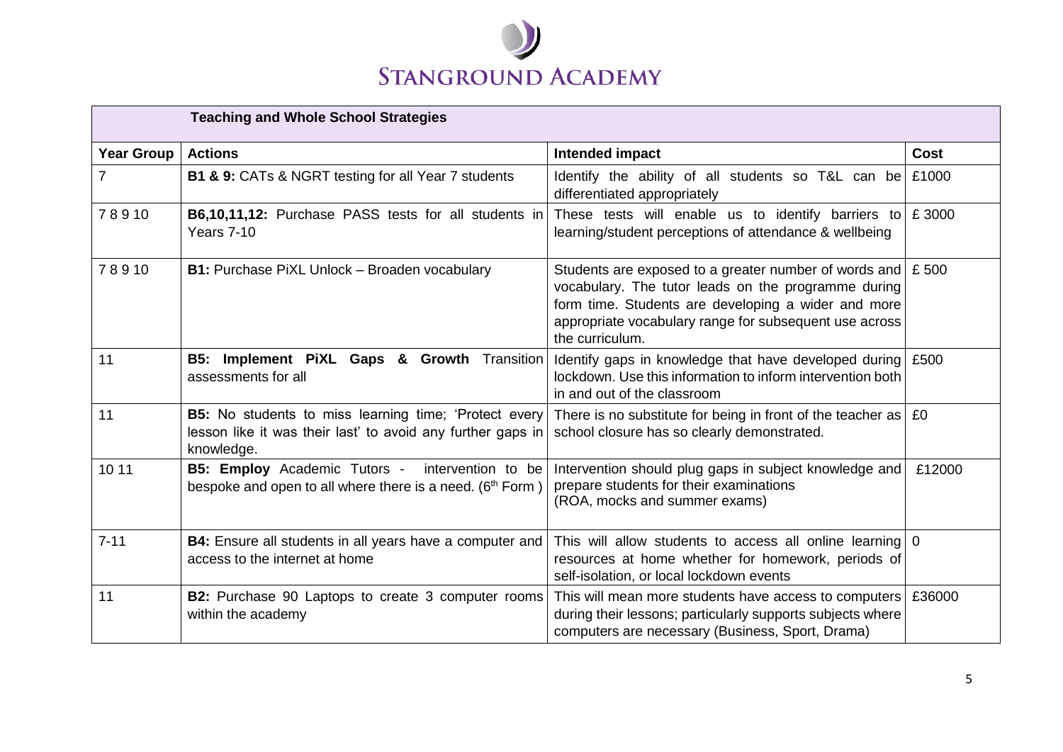# STANGROUND ACADEMY

| **Teaching and Whole School Strategies** | | | |
|---|---|---|---|
| **Year Group** | **Actions** | **Intended impact** | **Cost** |
| 7 | **B1 & 9:** CATs & NGRT testing for all Year 7 students | Identify the ability of all students so T&L can be differentiated appropriately | £1000 |
| 7 8 9 10 | **B6,10,11,12:** Purchase PASS tests for all students in Years 7-10 | These tests will enable us to identify barriers to learning/student perceptions of attendance & wellbeing | £ 3000 |
| 7 8 9 10 | **B1:** Purchase PiXL Unlock – Broaden vocabulary | Students are exposed to a greater number of words and vocabulary. The tutor leads on the programme during form time. Students are developing a wider and more appropriate vocabulary range for subsequent use across the curriculum. | £ 500 |
| 11 | **B5: Implement PiXL Gaps & Growth** Transition assessments for all | Identify gaps in knowledge that have developed during lockdown. Use this information to inform intervention both in and out of the classroom | £500 |
| 11 | **B5:** No students to miss learning time; 'Protect every lesson like it was their last' to avoid any further gaps in knowledge. | There is no substitute for being in front of the teacher as school closure has so clearly demonstrated. | £0 |
| 10 11 | **B5: Employ** Academic Tutors - intervention to be bespoke and open to all where there is a need. (6th Form ) | Intervention should plug gaps in subject knowledge and prepare students for their examinations (ROA, mocks and summer exams) | £12000 |
| 7-11 | **B4:** Ensure all students in all years have a computer and access to the internet at home | This will allow students to access all online learning resources at home whether for homework, periods of self-isolation, or local lockdown events | 0 |
| 11 | **B2:** Purchase 90 Laptops to create 3 computer rooms within the academy | This will mean more students have access to computers during their lessons; particularly supports subjects where computers are necessary (Business, Sport, Drama) | £36000 |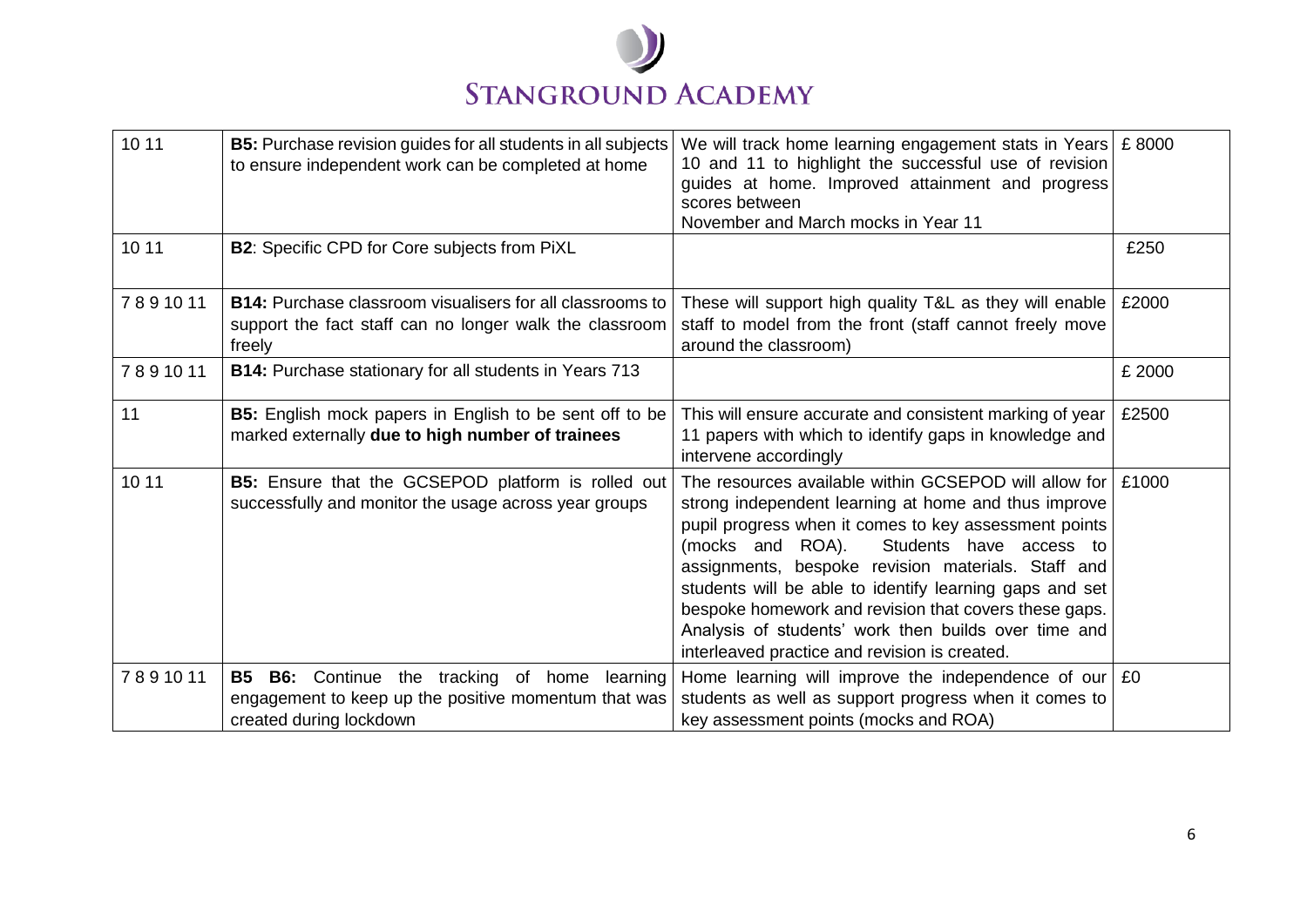| 10 11 | **B5:** Purchase revision guides for all students in all subjects to ensure independent work can be completed at home | We will track home learning engagement stats in Years 10 and 11 to highlight the successful use of revision guides at home. Improved attainment and progress scores between November and March mocks in Year 11 | £ 8000 |
|---|---|---|---|
| 10 11 | **B2**: Specific CPD for Core subjects from PiXL | | £250 |
| 7 8 9 10 11 | **B14:** Purchase classroom visualisers for all classrooms to support the fact staff can no longer walk the classroom freely | These will support high quality T&L as they will enable staff to model from the front (staff cannot freely move around the classroom) | £2000 |
| 7 8 9 10 11 | **B14:** Purchase stationary for all students in Years 713 | | £ 2000 |
| 11 | **B5:** English mock papers in English to be sent off to be marked externally **due to high number of trainees** | This will ensure accurate and consistent marking of year 11 papers with which to identify gaps in knowledge and intervene accordingly | £2500 |
| 10 11 | **B5:** Ensure that the GCSEPOD platform is rolled out successfully and monitor the usage across year groups | The resources available within GCSEPOD will allow for strong independent learning at home and thus improve pupil progress when it comes to key assessment points (mocks and ROA). Students have access to assignments, bespoke revision materials. Staff and students will be able to identify learning gaps and set bespoke homework and revision that covers these gaps. Analysis of students' work then builds over time and interleaved practice and revision is created. | £1000 |
| 7 8 9 10 11 | **B5 B6:** Continue the tracking of home learning engagement to keep up the positive momentum that was created during lockdown | Home learning will improve the independence of our students as well as support progress when it comes to key assessment points (mocks and ROA) | £0 |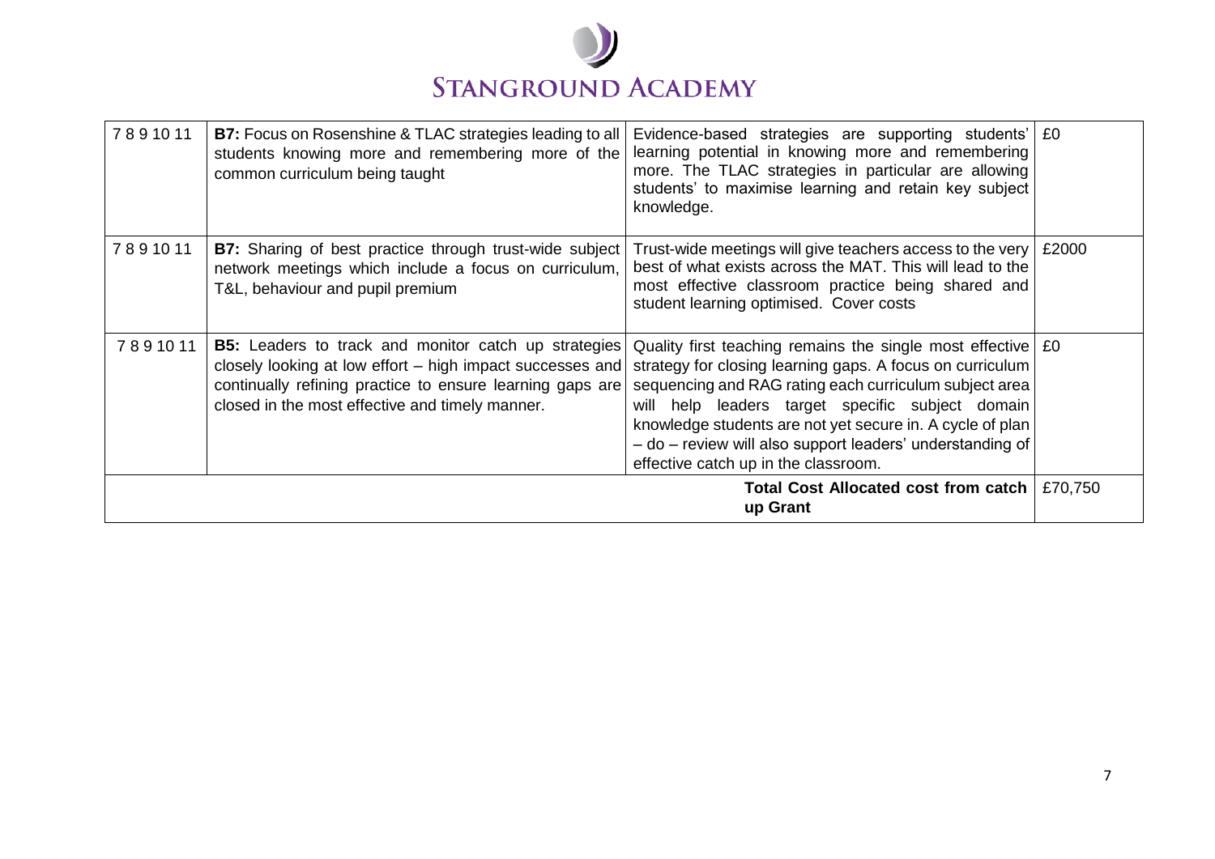| | | | |
|---|---|---|---|
| 7 8 9 10 11 | **B7:** Focus on Rosenshine & TLAC strategies leading to all students knowing more and remembering more of the common curriculum being taught | Evidence-based strategies are supporting students' learning potential in knowing more and remembering more. The TLAC strategies in particular are allowing students' to maximise learning and retain key subject knowledge. | £0 |
| 7 8 9 10 11 | **B7:** Sharing of best practice through trust-wide subject network meetings which include a focus on curriculum, T&L, behaviour and pupil premium | Trust-wide meetings will give teachers access to the very best of what exists across the MAT. This will lead to the most effective classroom practice being shared and student learning optimised. Cover costs | £2000 |
| 7 8 9 10 11 | **B5:** Leaders to track and monitor catch up strategies closely looking at low effort – high impact successes and continually refining practice to ensure learning gaps are closed in the most effective and timely manner. | Quality first teaching remains the single most effective strategy for closing learning gaps. A focus on curriculum sequencing and RAG rating each curriculum subject area will help leaders target specific subject domain knowledge students are not yet secure in. A cycle of plan – do – review will also support leaders' understanding of effective catch up in the classroom. | £0 |
| | | **Total Cost Allocated cost from catch up Grant** | £70,750 |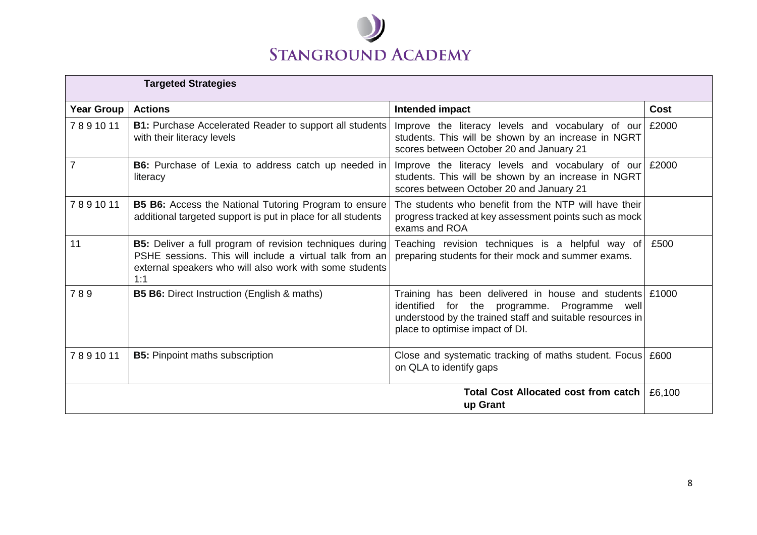# Stanground Academy

| Targeted Strategies | | | |
|---|---|---|---|
| **Year Group** | **Actions** | **Intended impact** | **Cost** |
| 7 8 9 10 11 | **B1:** Purchase Accelerated Reader to support all students with their literacy levels | Improve the literacy levels and vocabulary of our students. This will be shown by an increase in NGRT scores between October 20 and January 21 | £2000 |
| 7 | **B6:** Purchase of Lexia to address catch up needed in literacy | Improve the literacy levels and vocabulary of our students. This will be shown by an increase in NGRT scores between October 20 and January 21 | £2000 |
| 7 8 9 10 11 | **B5 B6:** Access the National Tutoring Program to ensure additional targeted support is put in place for all students | The students who benefit from the NTP will have their progress tracked at key assessment points such as mock exams and ROA | |
| 11 | **B5:** Deliver a full program of revision techniques during PSHE sessions. This will include a virtual talk from an external speakers who will also work with some students 1:1 | Teaching revision techniques is a helpful way of preparing students for their mock and summer exams. | £500 |
| 7 8 9 | **B5 B6:** Direct Instruction (English & maths) | Training has been delivered in house and students identified for the programme. Programme well understood by the trained staff and suitable resources in place to optimise impact of DI. | £1000 |
| 7 8 9 10 11 | **B5:** Pinpoint maths subscription | Close and systematic tracking of maths student. Focus on QLA to identify gaps | £600 |
| | | **Total Cost Allocated cost from catch up Grant** | £6,100 |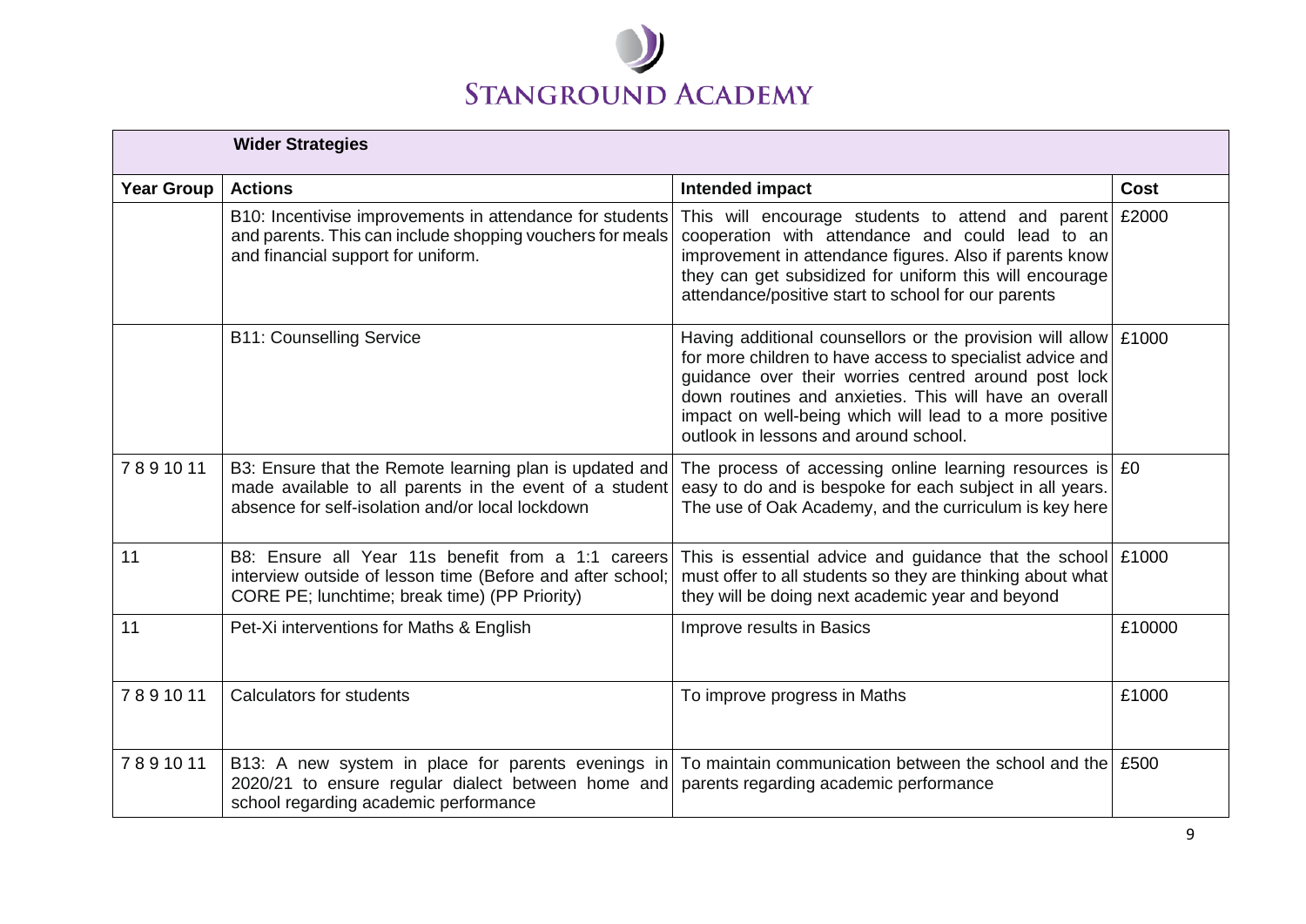| Wider Strategies | | | |
|---|---|---|---|
| **Year Group** | **Actions** | **Intended impact** | **Cost** |
| | B10: Incentivise improvements in attendance for students and parents. This can include shopping vouchers for meals and financial support for uniform. | This will encourage students to attend and parent cooperation with attendance and could lead to an improvement in attendance figures. Also if parents know they can get subsidized for uniform this will encourage attendance/positive start to school for our parents | £2000 |
| | B11: Counselling Service | Having additional counsellors or the provision will allow for more children to have access to specialist advice and guidance over their worries centred around post lock down routines and anxieties. This will have an overall impact on well-being which will lead to a more positive outlook in lessons and around school. | £1000 |
| 7 8 9 10 11 | B3: Ensure that the Remote learning plan is updated and made available to all parents in the event of a student absence for self-isolation and/or local lockdown | The process of accessing online learning resources is easy to do and is bespoke for each subject in all years. The use of Oak Academy, and the curriculum is key here | £0 |
| 11 | B8: Ensure all Year 11s benefit from a 1:1 careers interview outside of lesson time (Before and after school; CORE PE; lunchtime; break time) (PP Priority) | This is essential advice and guidance that the school must offer to all students so they are thinking about what they will be doing next academic year and beyond | £1000 |
| 11 | Pet-Xi interventions for Maths & English | Improve results in Basics | £10000 |
| 7 8 9 10 11 | Calculators for students | To improve progress in Maths | £1000 |
| 7 8 9 10 11 | B13: A new system in place for parents evenings in 2020/21 to ensure regular dialect between home and school regarding academic performance | To maintain communication between the school and the parents regarding academic performance | £500 |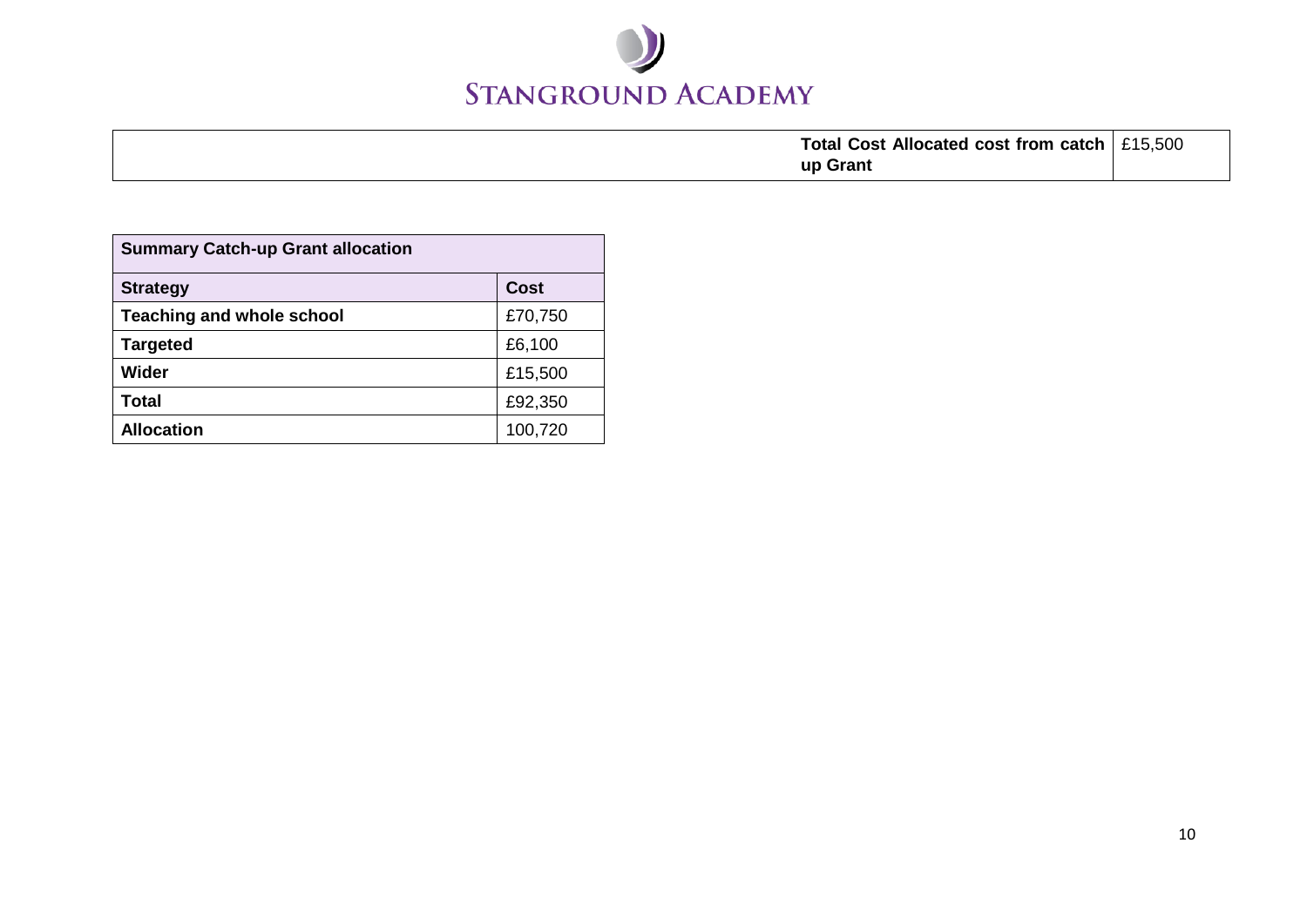| | | |
|---|---|---|
| | **Total Cost Allocated cost from catch up Grant** | £15,500 |

| **Summary Catch-up Grant allocation** | |
|---|---|
| **Strategy** | **Cost** |
| **Teaching and whole school** | £70,750 |
| **Targeted** | £6,100 |
| **Wider** | £15,500 |
| **Total** | £92,350 |
| **Allocation** | 100,720 |